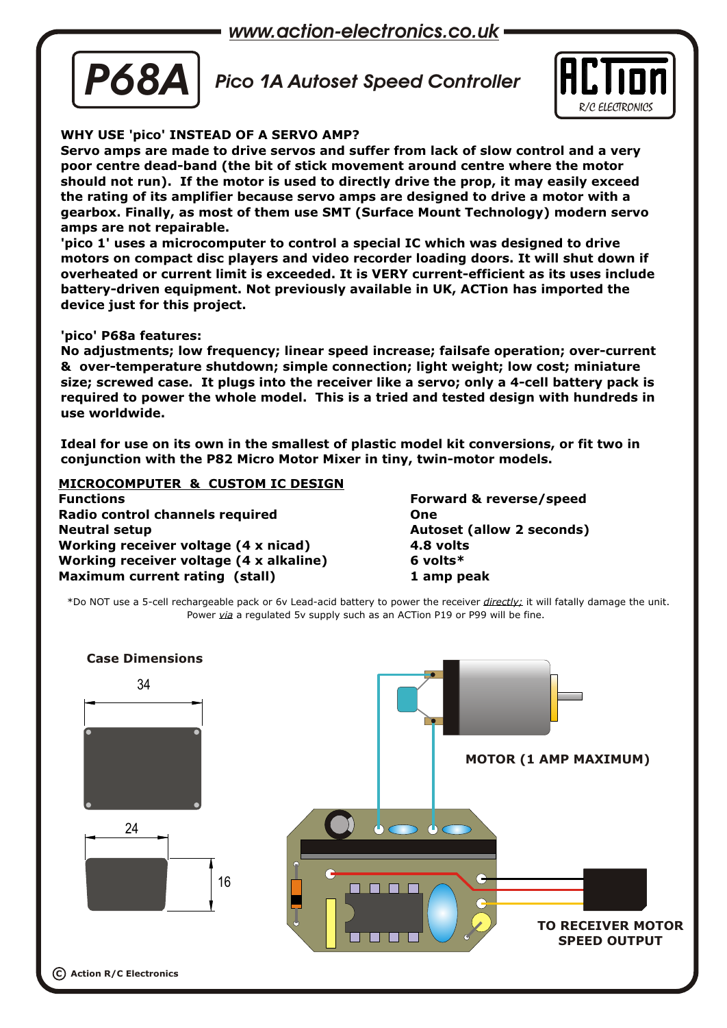www.action-electronics.co.uk

# P68A

## Pico 1A Autoset Speed Controller

ACTion R/C ELECTRONICS

**WHY USE 'pico' INSTEAD OF A SERVO AMP?**

**Servo amps are made to drive servos and suffer from lack of slow control and a very poor centre dead-band (the bit of stick movement around centre where the motor should not run). If the motor is used to directly drive the prop, it may easily exceed the rating of its amplifier because servo amps are designed to drive a motor with a gearbox. Finally, as most of them use SMT (Surface Mount Technology) modern servo amps are not repairable.**

**'pico 1' uses a microcomputer to control a special IC which was designed to drive motors on compact disc players and video recorder loading doors. It will shut down if overheated or current limit is exceeded. It is VERY current-efficient as its uses include battery-driven equipment. Not previously available in UK, ACTion has imported the device just for this project.**

**'pico' P68a features:**

**No adjustments; low frequency; linear speed increase; failsafe operation; over-current & over-temperature shutdown; simple connection; light weight; low cost; miniature size; screwed case. It plugs into the receiver like a servo; only a 4-cell battery pack is required to power the whole model. This is a tried and tested design with hundreds in use worldwide.**

**Ideal for use on its own in the smallest of plastic model kit conversions, or fit two in conjunction with the P82 Micro Motor Mixer in tiny, twin-motor models.**

**MICROCOMPUTER & CUSTOM IC DESIGN**

| | |
|---|---|
| **Functions** | **Forward & reverse/speed** |
| **Radio control channels required** | **One** |
| **Neutral setup** | **Autoset (allow 2 seconds)** |
| **Working receiver voltage (4 x nicad)** | **4.8 volts** |
| **Working receiver voltage (4 x alkaline)** | **6 volts*** |
| **Maximum current rating (stall)** | **1 amp peak** |

*Do NOT use a 5-cell rechargeable pack or 6v Lead-acid battery to power the receiver *directly;* it will fatally damage the unit. Power *via* a regulated 5v supply such as an ACTion P19 or P99 will be fine.

**Case Dimensions**

34

24

16

**MOTOR (1 AMP MAXIMUM)**

**TO RECEIVER MOTOR SPEED OUTPUT**

© Action R/C Electronics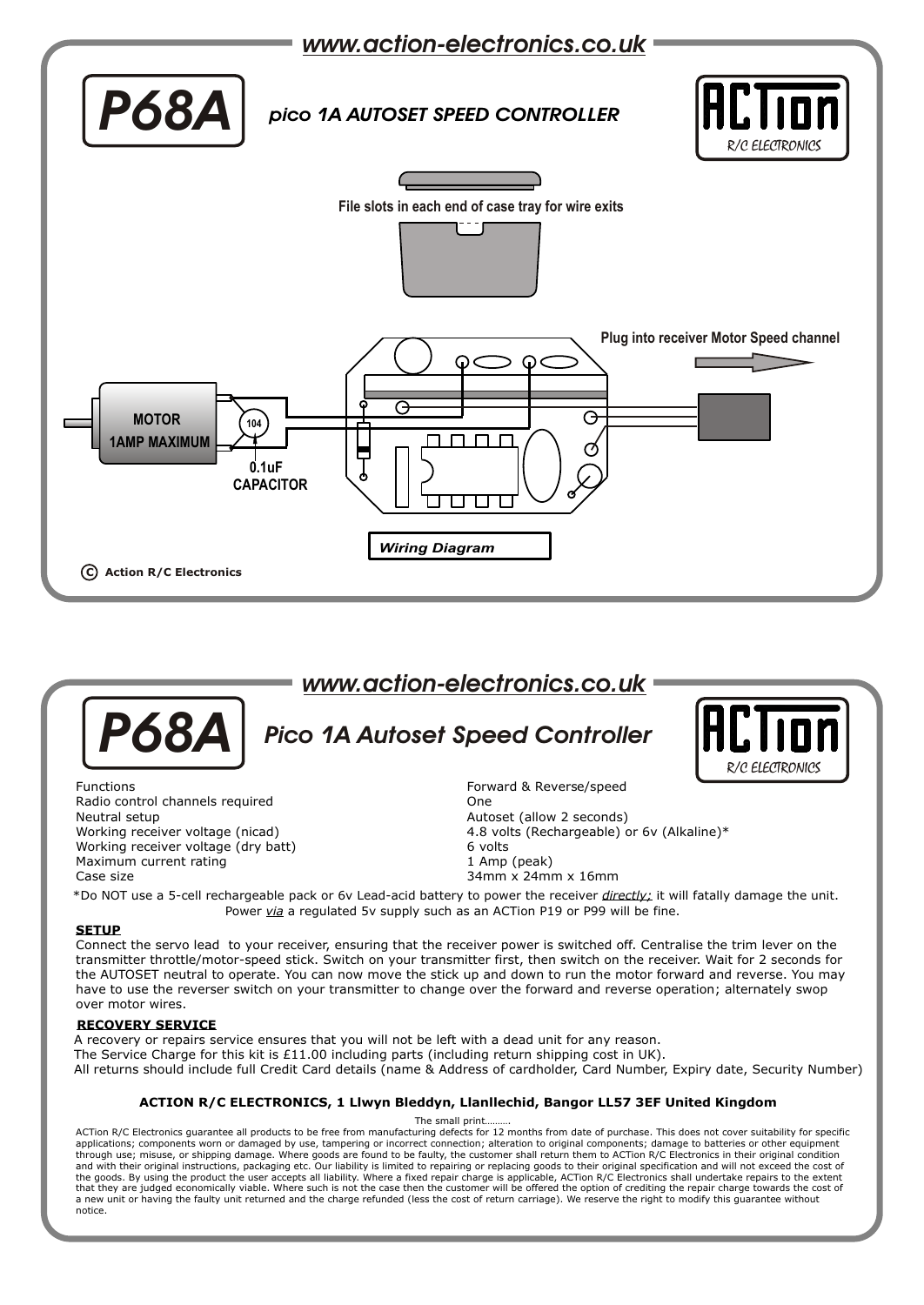www.action-electronics.co.uk

# P68A

## pico 1A AUTOSET SPEED CONTROLLER

ACTion R/C ELECTRONICS

File slots in each end of case tray for wire exits

Plug into receiver Motor Speed channel

MOTOR 1AMP MAXIMUM

104

0.1uF CAPACITOR

*Wiring Diagram*

© Action R/C Electronics

www.action-electronics.co.uk

# P68A

## Pico 1A Autoset Speed Controller

ACTion R/C ELECTRONICS

| | |
|---|---|
| Functions | Forward & Reverse/speed |
| Radio control channels required | One |
| Neutral setup | Autoset (allow 2 seconds) |
| Working receiver voltage (nicad) | 4.8 volts (Rechargeable) or 6v (Alkaline)* |
| Working receiver voltage (dry batt) | 6 volts |
| Maximum current rating | 1 Amp (peak) |
| Case size | 34mm x 24mm x 16mm |

*Do NOT use a 5-cell rechargeable pack or 6v Lead-acid battery to power the receiver *directly;* it will fatally damage the unit. Power *via* a regulated 5v supply such as an ACTion P19 or P99 will be fine.

### SETUP

Connect the servo lead to your receiver, ensuring that the receiver power is switched off. Centralise the trim lever on the transmitter throttle/motor-speed stick. Switch on your transmitter first, then switch on the receiver. Wait for 2 seconds for the AUTOSET neutral to operate. You can now move the stick up and down to run the motor forward and reverse. You may have to use the reverser switch on your transmitter to change over the forward and reverse operation; alternately swop over motor wires.

### RECOVERY SERVICE

A recovery or repairs service ensures that you will not be left with a dead unit for any reason.
The Service Charge for this kit is £11.00 including parts (including return shipping cost in UK).
All returns should include full Credit Card details (name & Address of cardholder, Card Number, Expiry date, Security Number)

**ACTION R/C ELECTRONICS, 1 Llwyn Bleddyn, Llanllechid, Bangor LL57 3EF United Kingdom**

The small print.........

ACTion R/C Electronics guarantee all products to be free from manufacturing defects for 12 months from date of purchase. This does not cover suitability for specific applications; components worn or damaged by use, tampering or incorrect connection; alteration to original components; damage to batteries or other equipment through use; misuse, or shipping damage. Where goods are found to be faulty, the customer shall return them to ACTion R/C Electronics in their original condition and with their original instructions, packaging etc. Our liability is limited to repairing or replacing goods to their original specification and will not exceed the cost of the goods. By using the product the user accepts all liability. Where a fixed repair charge is applicable, ACTion R/C Electronics shall undertake repairs to the extent that they are judged economically viable. Where such is not the case then the customer will be offered the option of crediting the repair charge towards the cost of a new unit or having the faulty unit returned and the charge refunded (less the cost of return carriage). We reserve the right to modify this guarantee without notice.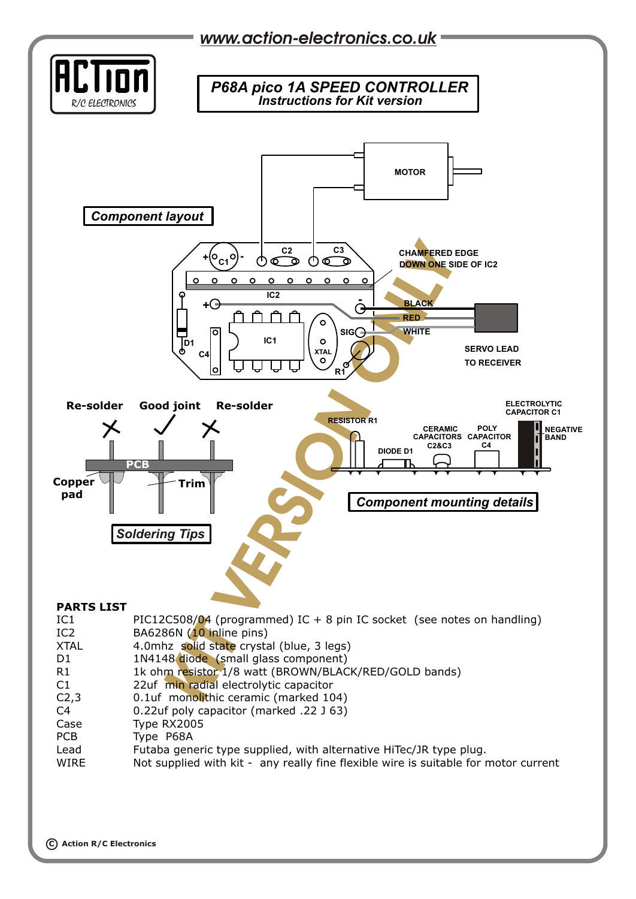www.action-electronics.co.uk

ACTion R/C ELECTRONICS

## P68A pico 1A SPEED CONTROLLER
### Instructions for Kit version

**Component layout**

MOTOR

C1, C2, C3, IC2, IC1, D1, C4, XTAL, R1, SIG

CHAMFERED EDGE DOWN ONE SIDE OF IC2

BLACK

RED

WHITE

SERVO LEAD TO RECEIVER

KIT VERSION ONLY

**Soldering Tips**

Re-solder — Good joint — Re-solder

PCB

Copper pad

Trim

**Component mounting details**

RESISTOR R1

DIODE D1

CERAMIC CAPACITORS C2&C3

POLY CAPACITOR C4

ELECTROLYTIC CAPACITOR C1

NEGATIVE BAND

**PARTS LIST**

| | |
|---|---|
| IC1 | PIC12C508/04 (programmed) IC + 8 pin IC socket (see notes on handling) |
| IC2 | BA6286N (10 inline pins) |
| XTAL | 4.0mhz solid state crystal (blue, 3 legs) |
| D1 | 1N4148 diode (small glass component) |
| R1 | 1k ohm resistor 1/8 watt (BROWN/BLACK/RED/GOLD bands) |
| C1 | 22uf min radial electrolytic capacitor |
| C2,3 | 0.1uf monolithic ceramic (marked 104) |
| C4 | 0.22uf poly capacitor (marked .22 J 63) |
| Case | Type RX2005 |
| PCB | Type P68A |
| Lead | Futaba generic type supplied, with alternative HiTec/JR type plug. |
| WIRE | Not supplied with kit - any really fine flexible wire is suitable for motor current |

© Action R/C Electronics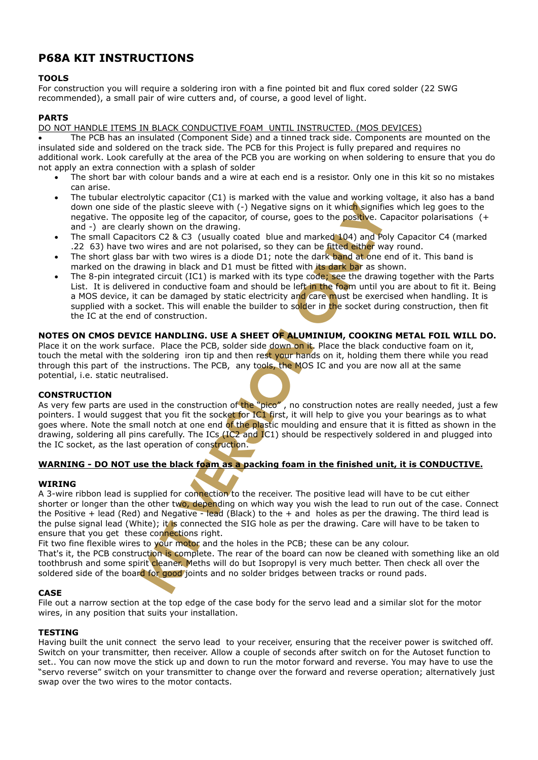# P68A KIT INSTRUCTIONS

### TOOLS

For construction you will require a soldering iron with a fine pointed bit and flux cored solder (22 SWG recommended), a small pair of wire cutters and, of course, a good level of light.

### PARTS

<u>DO NOT HANDLE ITEMS IN BLACK CONDUCTIVE FOAM UNTIL INSTRUCTED. (MOS DEVICES)</u>

- The PCB has an insulated (Component Side) and a tinned track side. Components are mounted on the insulated side and soldered on the track side. The PCB for this Project is fully prepared and requires no additional work. Look carefully at the area of the PCB you are working on when soldering to ensure that you do not apply an extra connection with a splash of solder
- The short bar with colour bands and a wire at each end is a resistor. Only one in this kit so no mistakes can arise.
- The tubular electrolytic capacitor (C1) is marked with the value and working voltage, it also has a band down one side of the plastic sleeve with (-) Negative signs on it which signifies which leg goes to the negative. The opposite leg of the capacitor, of course, goes to the positive. Capacitor polarisations (+ and -) are clearly shown on the drawing.
- The small Capacitors C2 & C3 (usually coated blue and marked 104) and Poly Capacitor C4 (marked .22 63) have two wires and are not polarised, so they can be fitted either way round.
- The short glass bar with two wires is a diode D1; note the dark band at one end of it. This band is marked on the drawing in black and D1 must be fitted with its dark bar as shown.
- The 8-pin integrated circuit (IC1) is marked with its type code; see the drawing together with the Parts List. It is delivered in conductive foam and should be left in the foam until you are about to fit it. Being a MOS device, it can be damaged by static electricity and care must be exercised when handling. It is supplied with a socket. This will enable the builder to solder in the socket during construction, then fit the IC at the end of construction.

### NOTES ON CMOS DEVICE HANDLING. USE A SHEET OF ALUMINIUM, COOKING METAL FOIL WILL DO.

Place it on the work surface. Place the PCB, solder side down on it. Place the black conductive foam on it, touch the metal with the soldering iron tip and then rest your hands on it, holding them there while you read through this part of the instructions. The PCB, any tools, the MOS IC and you are now all at the same potential, i.e. static neutralised.

### CONSTRUCTION

As very few parts are used in the construction of the "pico", no construction notes are really needed, just a few pointers. I would suggest that you fit the socket for IC1 first, it will help to give you your bearings as to what goes where. Note the small notch at one end of the plastic moulding and ensure that it is fitted as shown in the drawing, soldering all pins carefully. The ICs (IC2 and IC1) should be respectively soldered in and plugged into the IC socket, as the last operation of construction.

**<u>WARNING - DO NOT use the black foam as a packing foam in the finished unit, it is CONDUCTIVE.</u>**

### WIRING

A 3-wire ribbon lead is supplied for connection to the receiver. The positive lead will have to be cut either shorter or longer than the other two, depending on which way you wish the lead to run out of the case. Connect the Positive + lead (Red) and Negative - lead (Black) to the + and holes as per the drawing. The third lead is the pulse signal lead (White); it is connected the SIG hole as per the drawing. Care will have to be taken to ensure that you get these connections right.

Fit two fine flexible wires to your motor and the holes in the PCB; these can be any colour.

That's it, the PCB construction is complete. The rear of the board can now be cleaned with something like an old toothbrush and some spirit cleaner. Meths will do but Isopropyl is very much better. Then check all over the soldered side of the board for good joints and no solder bridges between tracks or round pads.

### CASE

File out a narrow section at the top edge of the case body for the servo lead and a similar slot for the motor wires, in any position that suits your installation.

### TESTING

Having built the unit connect the servo lead to your receiver, ensuring that the receiver power is switched off. Switch on your transmitter, then receiver. Allow a couple of seconds after switch on for the Autoset function to set.. You can now move the stick up and down to run the motor forward and reverse. You may have to use the "servo reverse" switch on your transmitter to change over the forward and reverse operation; alternatively just swap over the two wires to the motor contacts.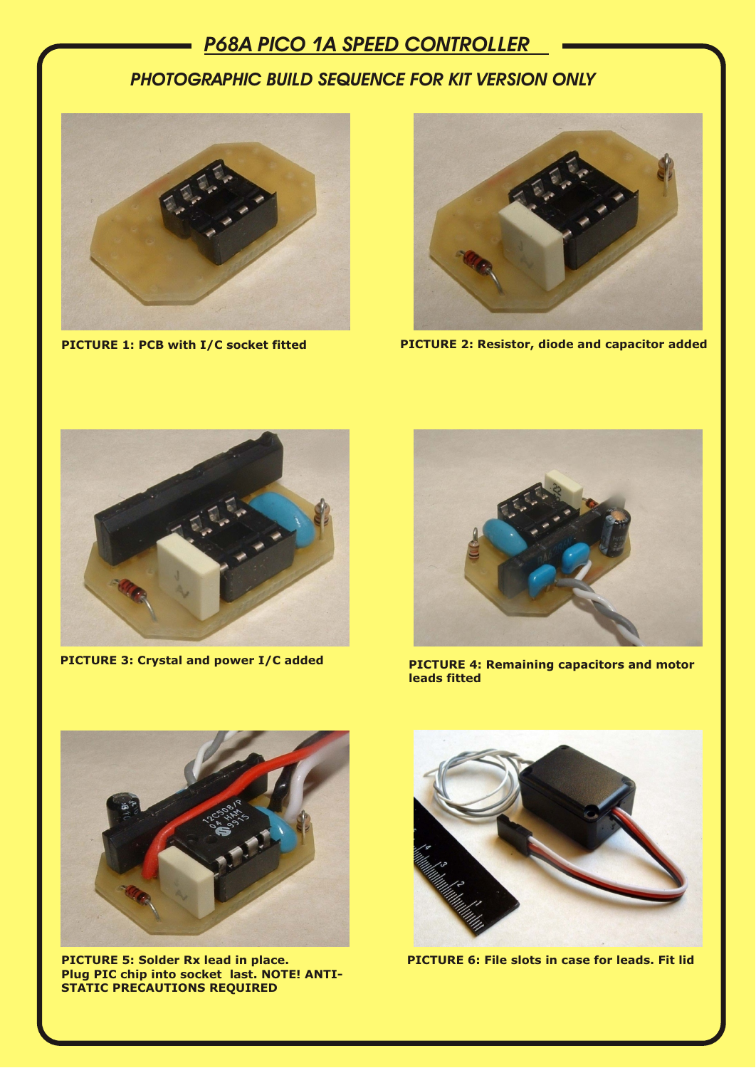# P68A PICO 1A SPEED CONTROLLER

## PHOTOGRAPHIC BUILD SEQUENCE FOR KIT VERSION ONLY

**PICTURE 1: PCB with I/C socket fitted**

**PICTURE 2: Resistor, diode and capacitor added**

**PICTURE 3: Crystal and power I/C added**

**PICTURE 4: Remaining capacitors and motor leads fitted**

**PICTURE 5: Solder Rx lead in place. Plug PIC chip into socket last. NOTE! ANTI-STATIC PRECAUTIONS REQUIRED**

**PICTURE 6: File slots in case for leads. Fit lid**